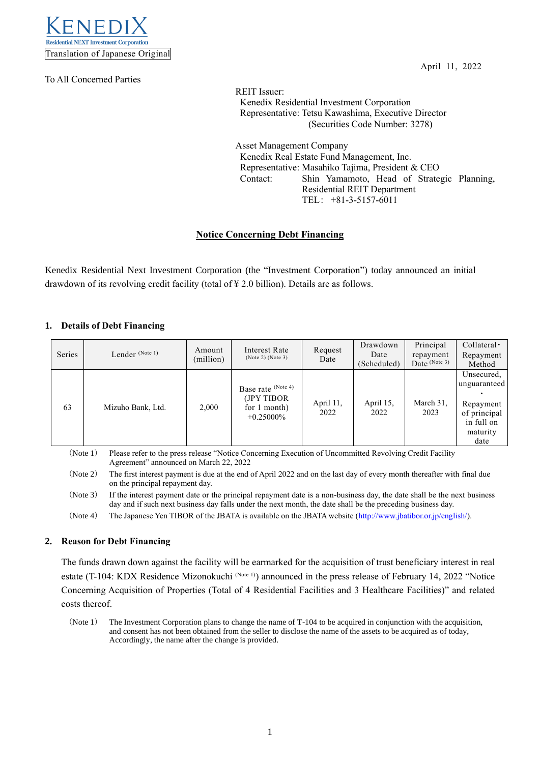KENEDIX
Residential NEXT Investment Corporation

Translation of Japanese Original

April 11, 2022

To All Concerned Parties

REIT Issuer:
Kenedix Residential Investment Corporation
Representative: Tetsu Kawashima, Executive Director
(Securities Code Number: 3278)

Asset Management Company
Kenedix Real Estate Fund Management, Inc.
Representative: Masahiko Tajima, President & CEO
Contact: Shin Yamamoto, Head of Strategic Planning, Residential REIT Department
TEL: +81-3-5157-6011

# Notice Concerning Debt Financing

Kenedix Residential Next Investment Corporation (the "Investment Corporation") today announced an initial drawdown of its revolving credit facility (total of ¥ 2.0 billion). Details are as follows.

## 1. Details of Debt Financing

| Series | Lender (Note 1) | Amount (million) | Interest Rate (Note 2) (Note 3) | Request Date | Drawdown Date (Scheduled) | Principal repayment Date (Note 3) | Collateral・Repayment Method |
|---|---|---|---|---|---|---|---|
| 63 | Mizuho Bank, Ltd. | 2,000 | Base rate (Note 4) (JPY TIBOR for 1 month) +0.25000% | April 11, 2022 | April 15, 2022 | March 31, 2023 | Unsecured, unguaranteed・Repayment of principal in full on maturity date |

(Note 1) Please refer to the press release "Notice Concerning Execution of Uncommitted Revolving Credit Facility Agreement" announced on March 22, 2022

(Note 2) The first interest payment is due at the end of April 2022 and on the last day of every month thereafter with final due on the principal repayment day.

(Note 3) If the interest payment date or the principal repayment date is a non-business day, the date shall be the next business day and if such next business day falls under the next month, the date shall be the preceding business day.

(Note 4) The Japanese Yen TIBOR of the JBATA is available on the JBATA website (http://www.jbatibor.or.jp/english/).

## 2. Reason for Debt Financing

The funds drawn down against the facility will be earmarked for the acquisition of trust beneficiary interest in real estate (T-104: KDX Residence Mizonokuchi (Note 1)) announced in the press release of February 14, 2022 "Notice Concerning Acquisition of Properties (Total of 4 Residential Facilities and 3 Healthcare Facilities)" and related costs thereof.

(Note 1) The Investment Corporation plans to change the name of T-104 to be acquired in conjunction with the acquisition, and consent has not been obtained from the seller to disclose the name of the assets to be acquired as of today, Accordingly, the name after the change is provided.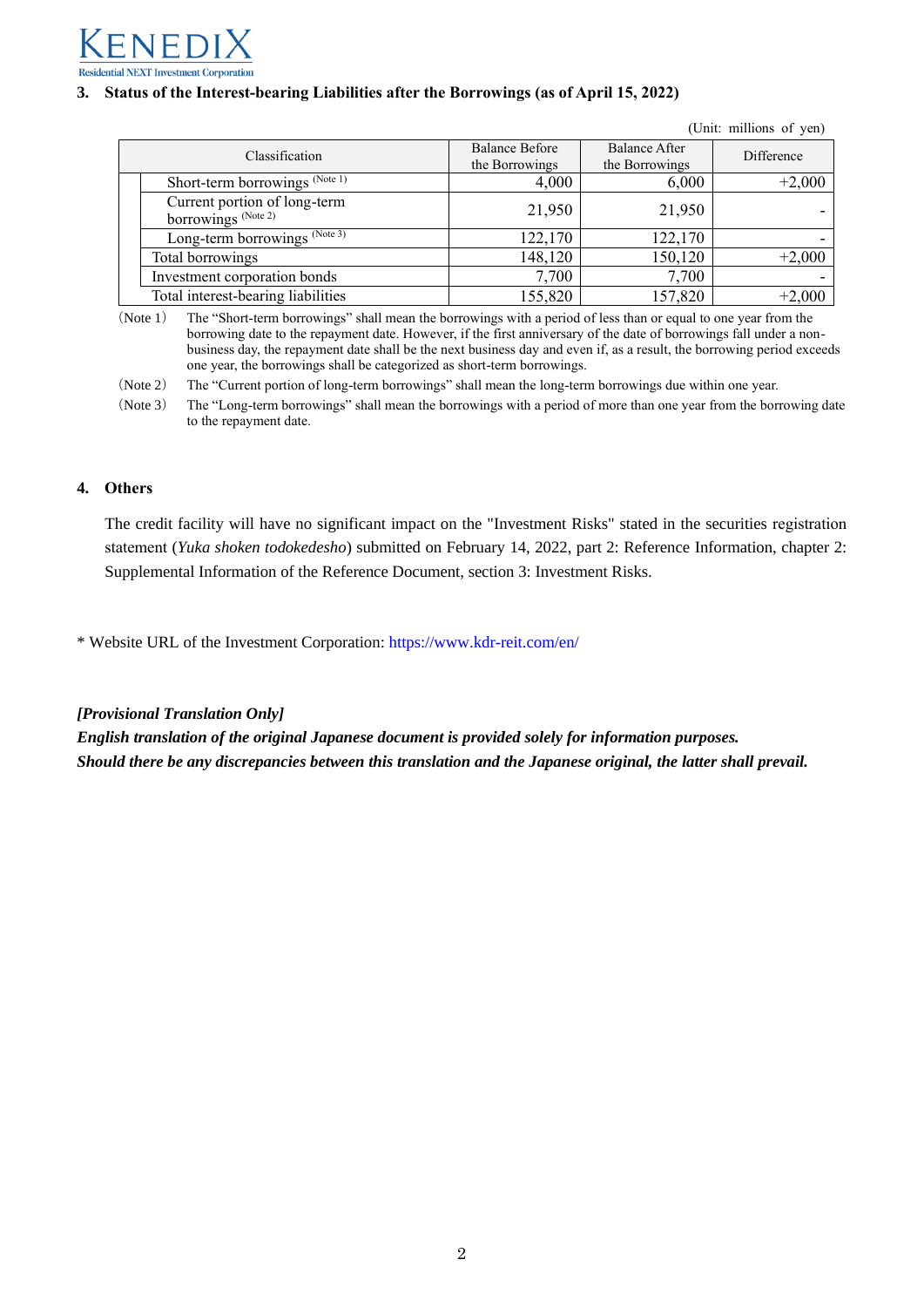### 3. Status of the Interest-bearing Liabilities after the Borrowings (as of April 15, 2022)

(Unit: millions of yen)

| Classification | Balance Before the Borrowings | Balance After the Borrowings | Difference |
|---|---|---|---|
| Short-term borrowings (Note 1) | 4,000 | 6,000 | +2,000 |
| Current portion of long-term borrowings (Note 2) | 21,950 | 21,950 | - |
| Long-term borrowings (Note 3) | 122,170 | 122,170 | - |
| Total borrowings | 148,120 | 150,120 | +2,000 |
| Investment corporation bonds | 7,700 | 7,700 | - |
| Total interest-bearing liabilities | 155,820 | 157,820 | +2,000 |

(Note 1) The "Short-term borrowings" shall mean the borrowings with a period of less than or equal to one year from the borrowing date to the repayment date. However, if the first anniversary of the date of borrowings fall under a non-business day, the repayment date shall be the next business day and even if, as a result, the borrowing period exceeds one year, the borrowings shall be categorized as short-term borrowings.

(Note 2) The "Current portion of long-term borrowings" shall mean the long-term borrowings due within one year.

(Note 3) The "Long-term borrowings" shall mean the borrowings with a period of more than one year from the borrowing date to the repayment date.

### 4. Others

The credit facility will have no significant impact on the "Investment Risks" stated in the securities registration statement (*Yuka shoken todokedesho*) submitted on February 14, 2022, part 2: Reference Information, chapter 2: Supplemental Information of the Reference Document, section 3: Investment Risks.

* Website URL of the Investment Corporation: https://www.kdr-reit.com/en/

***[Provisional Translation Only]***
***English translation of the original Japanese document is provided solely for information purposes.***
***Should there be any discrepancies between this translation and the Japanese original, the latter shall prevail.***